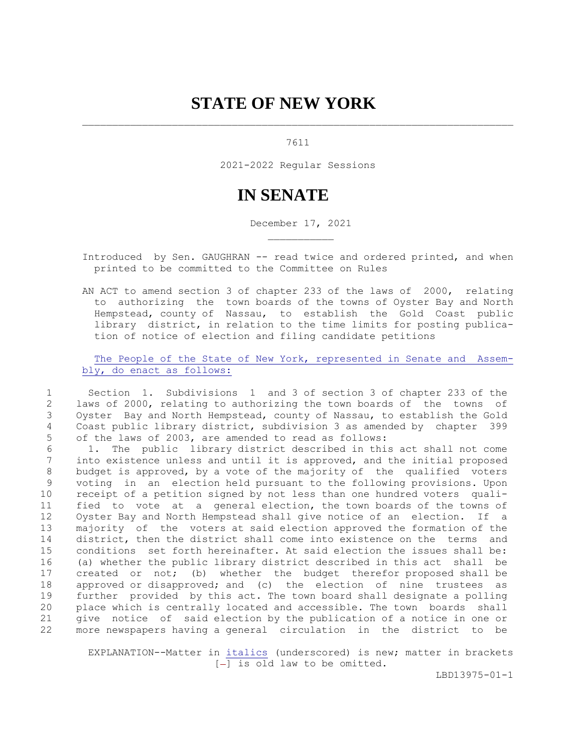# STATE OF NEW YORK

7611

2021-2022 Regular Sessions

# IN SENATE

December 17, 2021

Introduced by Sen. GAUGHRAN -- read twice and ordered printed, and when printed to be committed to the Committee on Rules

AN ACT to amend section 3 of chapter 233 of the laws of 2000, relating to authorizing the town boards of the towns of Oyster Bay and North Hempstead, county of Nassau, to establish the Gold Coast public library district, in relation to the time limits for posting publication of notice of election and filing candidate petitions

The People of the State of New York, represented in Senate and Assembly, do enact as follows:

Section 1. Subdivisions 1 and 3 of section 3 of chapter 233 of the laws of 2000, relating to authorizing the town boards of the towns of Oyster Bay and North Hempstead, county of Nassau, to establish the Gold Coast public library district, subdivision 3 as amended by chapter 399 of the laws of 2003, are amended to read as follows:

1. The public library district described in this act shall not come into existence unless and until it is approved, and the initial proposed budget is approved, by a vote of the majority of the qualified voters voting in an election held pursuant to the following provisions. Upon receipt of a petition signed by not less than one hundred voters qualified to vote at a general election, the town boards of the towns of Oyster Bay and North Hempstead shall give notice of an election. If a majority of the voters at said election approved the formation of the district, then the district shall come into existence on the terms and conditions set forth hereinafter. At said election the issues shall be: (a) whether the public library district described in this act shall be created or not; (b) whether the budget therefor proposed shall be approved or disapproved; and (c) the election of nine trustees as further provided by this act. The town board shall designate a polling place which is centrally located and accessible. The town boards shall give notice of said election by the publication of a notice in one or more newspapers having a general circulation in the district to be

EXPLANATION--Matter in *italics* (underscored) is new; matter in brackets [-] is old law to be omitted.

LBD13975-01-1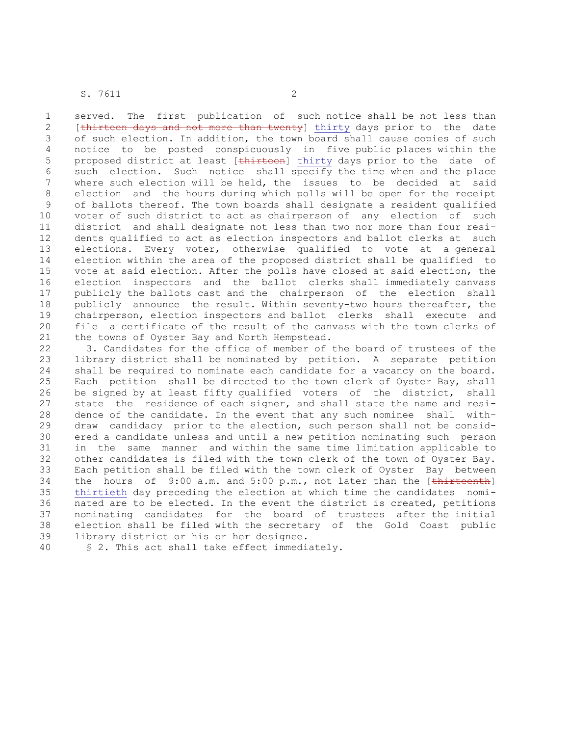served. The first publication of such notice shall be not less than [~~thirteen days and not more than twenty~~] thirty days prior to the date of such election. In addition, the town board shall cause copies of such notice to be posted conspicuously in five public places within the proposed district at least [~~thirteen~~] thirty days prior to the date of such election. Such notice shall specify the time when and the place where such election will be held, the issues to be decided at said election and the hours during which polls will be open for the receipt of ballots thereof. The town boards shall designate a resident qualified voter of such district to act as chairperson of any election of such district and shall designate not less than two nor more than four residents qualified to act as election inspectors and ballot clerks at such elections. Every voter, otherwise qualified to vote at a general election within the area of the proposed district shall be qualified to vote at said election. After the polls have closed at said election, the election inspectors and the ballot clerks shall immediately canvass publicly the ballots cast and the chairperson of the election shall publicly announce the result. Within seventy-two hours thereafter, the chairperson, election inspectors and ballot clerks shall execute and file a certificate of the result of the canvass with the town clerks of the towns of Oyster Bay and North Hempstead.

3. Candidates for the office of member of the board of trustees of the library district shall be nominated by petition. A separate petition shall be required to nominate each candidate for a vacancy on the board. Each petition shall be directed to the town clerk of Oyster Bay, shall be signed by at least fifty qualified voters of the district, shall state the residence of each signer, and shall state the name and residence of the candidate. In the event that any such nominee shall withdraw candidacy prior to the election, such person shall not be considered a candidate unless and until a new petition nominating such person in the same manner and within the same time limitation applicable to other candidates is filed with the town clerk of the town of Oyster Bay. Each petition shall be filed with the town clerk of Oyster Bay between the hours of 9:00 a.m. and 5:00 p.m., not later than the [~~thirteenth~~] thirtieth day preceding the election at which time the candidates nominated are to be elected. In the event the district is created, petitions nominating candidates for the board of trustees after the initial election shall be filed with the secretary of the Gold Coast public library district or his or her designee.

§ 2. This act shall take effect immediately.